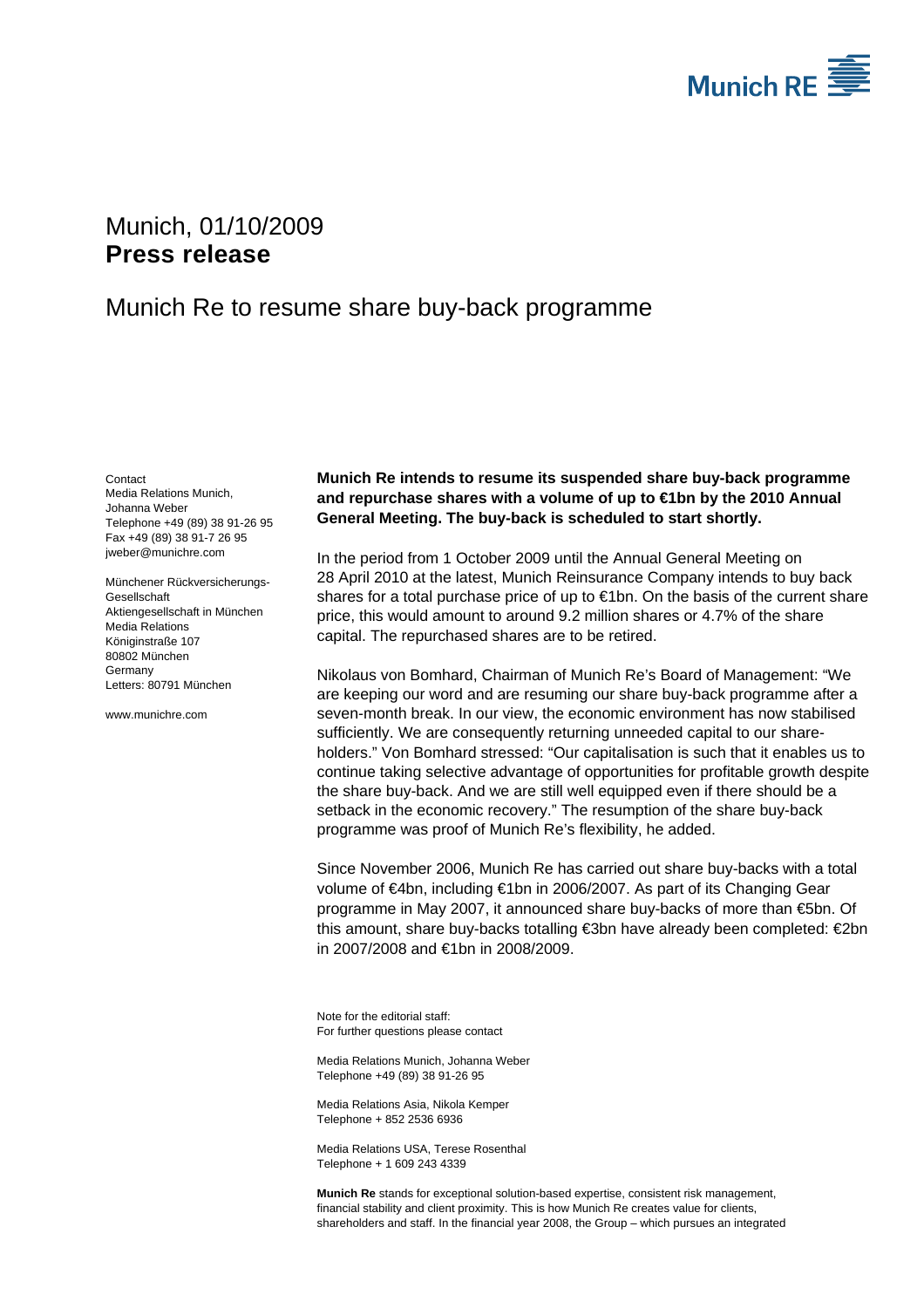Munich, 01/10/2009
**Press release**

# Munich Re to resume share buy-back programme

Contact
Media Relations Munich,
Johanna Weber
Telephone +49 (89) 38 91-26 95
Fax +49 (89) 38 91-7 26 95
jweber@munichre.com

Münchener Rückversicherungs-Gesellschaft
Aktiengesellschaft in München
Media Relations
Königinstraße 107
80802 München
Germany
Letters: 80791 München

www.munichre.com

**Munich Re intends to resume its suspended share buy-back programme and repurchase shares with a volume of up to €1bn by the 2010 Annual General Meeting. The buy-back is scheduled to start shortly.**

In the period from 1 October 2009 until the Annual General Meeting on 28 April 2010 at the latest, Munich Reinsurance Company intends to buy back shares for a total purchase price of up to €1bn. On the basis of the current share price, this would amount to around 9.2 million shares or 4.7% of the share capital. The repurchased shares are to be retired.

Nikolaus von Bomhard, Chairman of Munich Re's Board of Management: "We are keeping our word and are resuming our share buy-back programme after a seven-month break. In our view, the economic environment has now stabilised sufficiently. We are consequently returning unneeded capital to our share-holders." Von Bomhard stressed: "Our capitalisation is such that it enables us to continue taking selective advantage of opportunities for profitable growth despite the share buy-back. And we are still well equipped even if there should be a setback in the economic recovery." The resumption of the share buy-back programme was proof of Munich Re's flexibility, he added.

Since November 2006, Munich Re has carried out share buy-backs with a total volume of €4bn, including €1bn in 2006/2007. As part of its Changing Gear programme in May 2007, it announced share buy-backs of more than €5bn. Of this amount, share buy-backs totalling €3bn have already been completed: €2bn in 2007/2008 and €1bn in 2008/2009.

Note for the editorial staff:
For further questions please contact

Media Relations Munich, Johanna Weber
Telephone +49 (89) 38 91-26 95

Media Relations Asia, Nikola Kemper
Telephone + 852 2536 6936

Media Relations USA, Terese Rosenthal
Telephone + 1 609 243 4339

**Munich Re** stands for exceptional solution-based expertise, consistent risk management, financial stability and client proximity. This is how Munich Re creates value for clients, shareholders and staff. In the financial year 2008, the Group – which pursues an integrated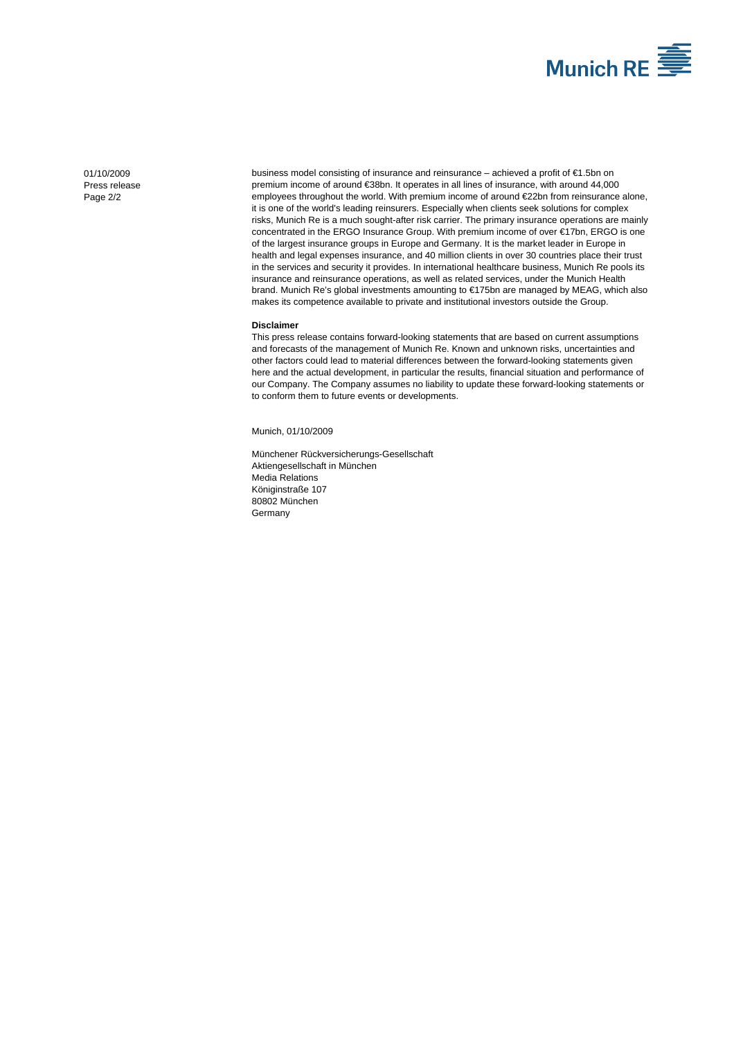business model consisting of insurance and reinsurance – achieved a profit of €1.5bn on premium income of around €38bn. It operates in all lines of insurance, with around 44,000 employees throughout the world. With premium income of around €22bn from reinsurance alone, it is one of the world's leading reinsurers. Especially when clients seek solutions for complex risks, Munich Re is a much sought-after risk carrier. The primary insurance operations are mainly concentrated in the ERGO Insurance Group. With premium income of over €17bn, ERGO is one of the largest insurance groups in Europe and Germany. It is the market leader in Europe in health and legal expenses insurance, and 40 million clients in over 30 countries place their trust in the services and security it provides. In international healthcare business, Munich Re pools its insurance and reinsurance operations, as well as related services, under the Munich Health brand. Munich Re's global investments amounting to €175bn are managed by MEAG, which also makes its competence available to private and institutional investors outside the Group.

**Disclaimer**

This press release contains forward-looking statements that are based on current assumptions and forecasts of the management of Munich Re. Known and unknown risks, uncertainties and other factors could lead to material differences between the forward-looking statements given here and the actual development, in particular the results, financial situation and performance of our Company. The Company assumes no liability to update these forward-looking statements or to conform them to future events or developments.

Munich, 01/10/2009

Münchener Rückversicherungs-Gesellschaft
Aktiengesellschaft in München
Media Relations
Königinstraße 107
80802 München
Germany